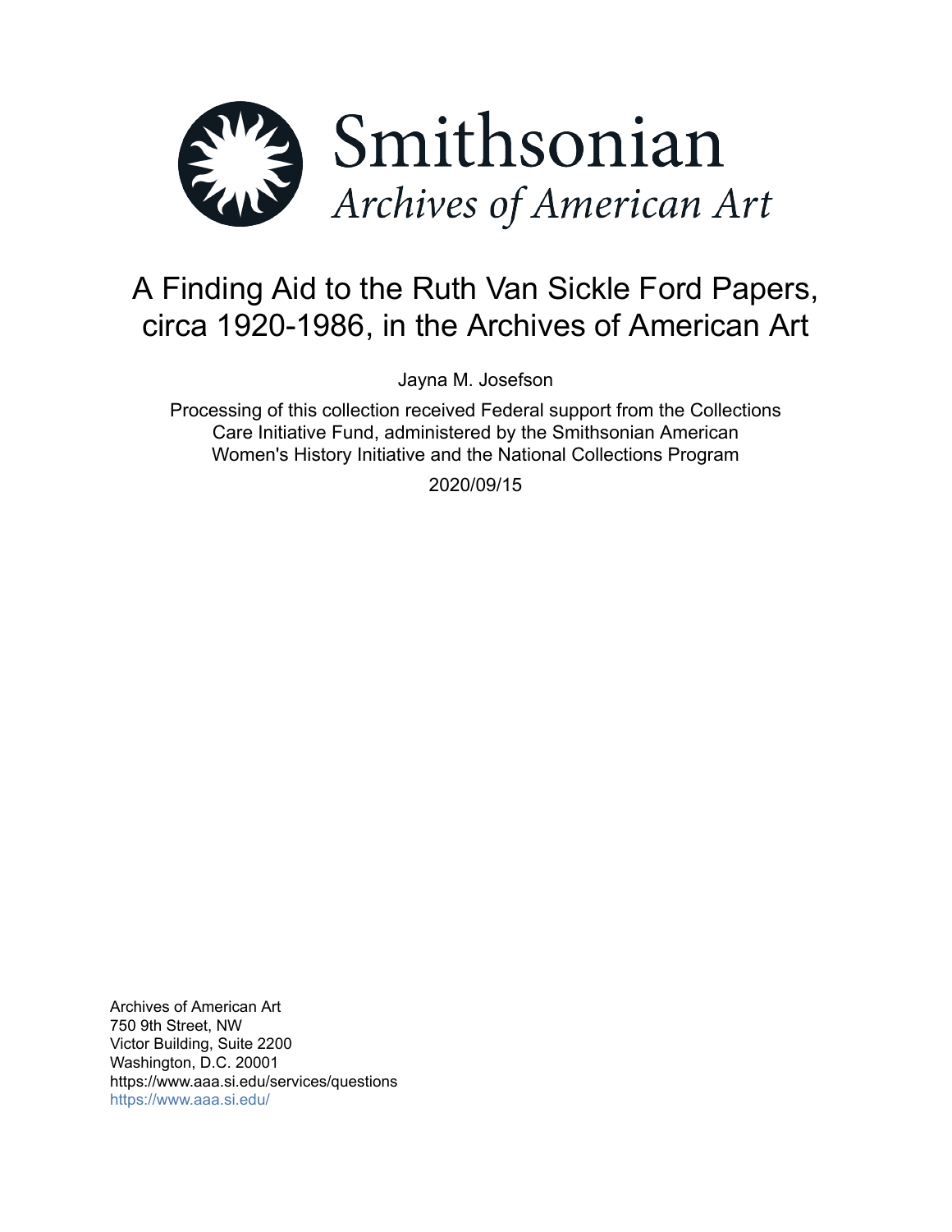Smithsonian

*Archives of American Art*

# A Finding Aid to the Ruth Van Sickle Ford Papers, circa 1920-1986, in the Archives of American Art

Jayna M. Josefson

Processing of this collection received Federal support from the Collections Care Initiative Fund, administered by the Smithsonian American Women's History Initiative and the National Collections Program

2020/09/15

Archives of American Art
750 9th Street, NW
Victor Building, Suite 2200
Washington, D.C. 20001
https://www.aaa.si.edu/services/questions
https://www.aaa.si.edu/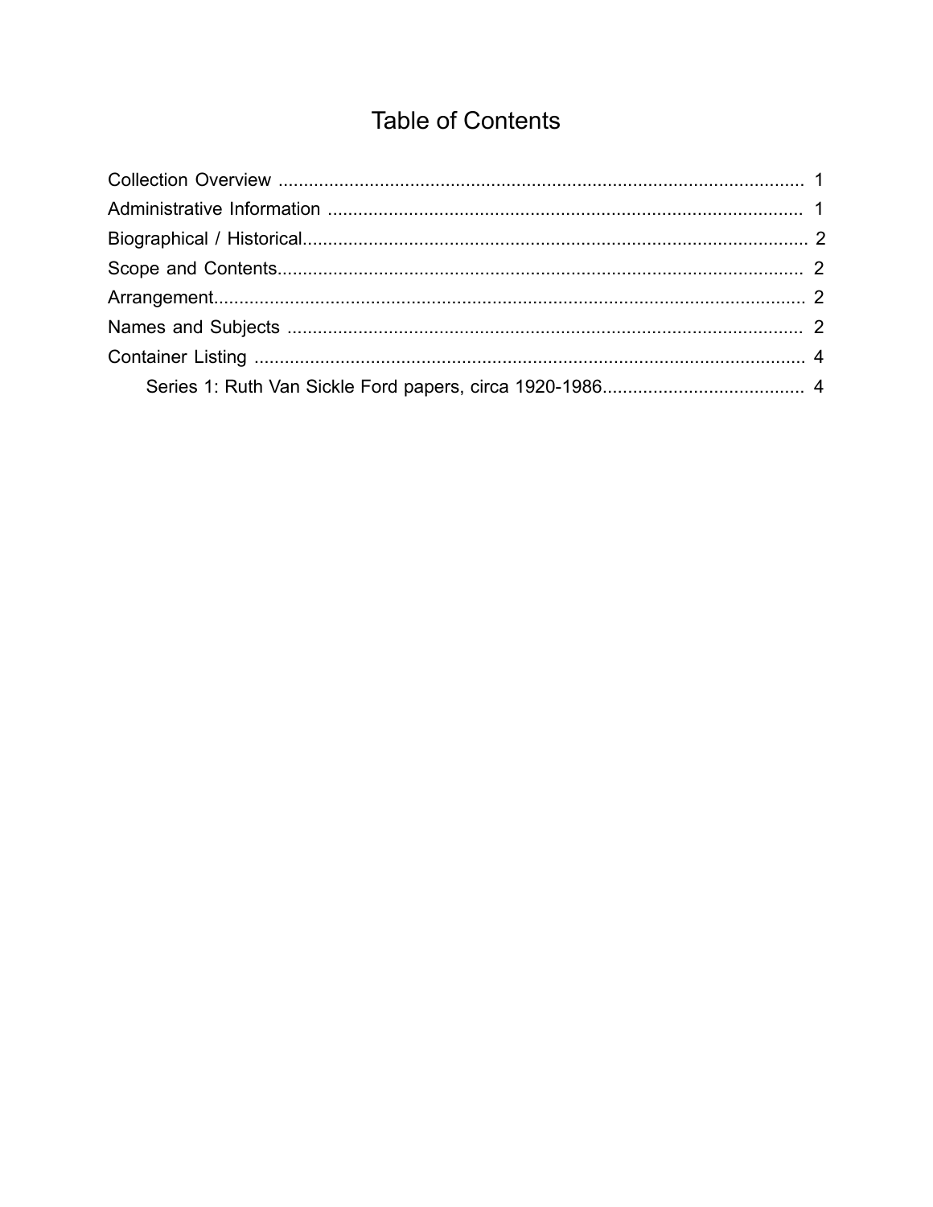# Table of Contents

- Collection Overview ........................................................ 1
- Administrative Information ........................................................ 1
- Biographical / Historical........................................................ 2
- Scope and Contents........................................................ 2
- Arrangement........................................................ 2
- Names and Subjects ........................................................ 2
- Container Listing ........................................................ 4
    - Series 1: Ruth Van Sickle Ford papers, circa 1920-1986........................................................ 4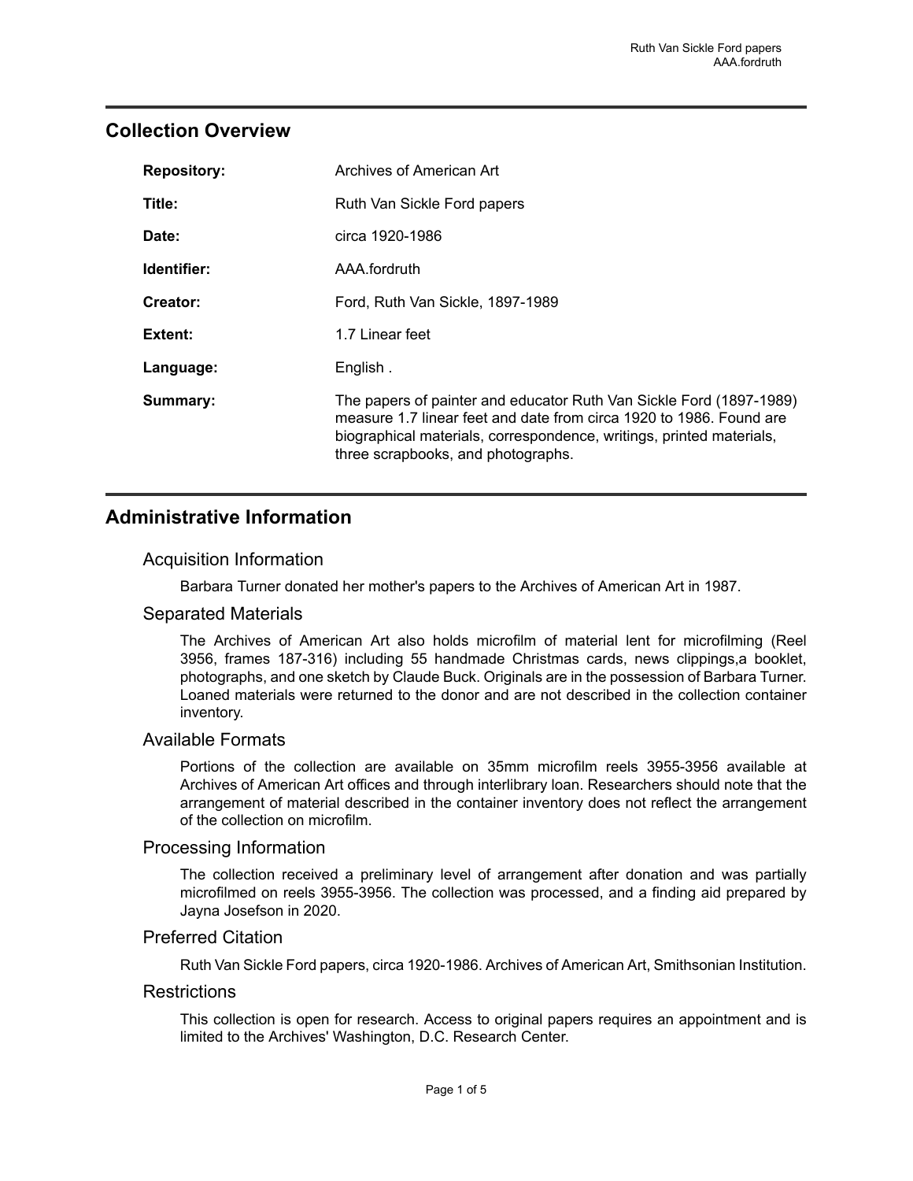## Collection Overview

| | |
|---|---|
| **Repository:** | Archives of American Art |
| **Title:** | Ruth Van Sickle Ford papers |
| **Date:** | circa 1920-1986 |
| **Identifier:** | AAA.fordruth |
| **Creator:** | Ford, Ruth Van Sickle, 1897-1989 |
| **Extent:** | 1.7 Linear feet |
| **Language:** | English . |
| **Summary:** | The papers of painter and educator Ruth Van Sickle Ford (1897-1989) measure 1.7 linear feet and date from circa 1920 to 1986. Found are biographical materials, correspondence, writings, printed materials, three scrapbooks, and photographs. |

## Administrative Information

### Acquisition Information

Barbara Turner donated her mother's papers to the Archives of American Art in 1987.

### Separated Materials

The Archives of American Art also holds microfilm of material lent for microfilming (Reel 3956, frames 187-316) including 55 handmade Christmas cards, news clippings,a booklet, photographs, and one sketch by Claude Buck. Originals are in the possession of Barbara Turner. Loaned materials were returned to the donor and are not described in the collection container inventory.

### Available Formats

Portions of the collection are available on 35mm microfilm reels 3955-3956 available at Archives of American Art offices and through interlibrary loan. Researchers should note that the arrangement of material described in the container inventory does not reflect the arrangement of the collection on microfilm.

### Processing Information

The collection received a preliminary level of arrangement after donation and was partially microfilmed on reels 3955-3956. The collection was processed, and a finding aid prepared by Jayna Josefson in 2020.

### Preferred Citation

Ruth Van Sickle Ford papers, circa 1920-1986. Archives of American Art, Smithsonian Institution.

### Restrictions

This collection is open for research. Access to original papers requires an appointment and is limited to the Archives' Washington, D.C. Research Center.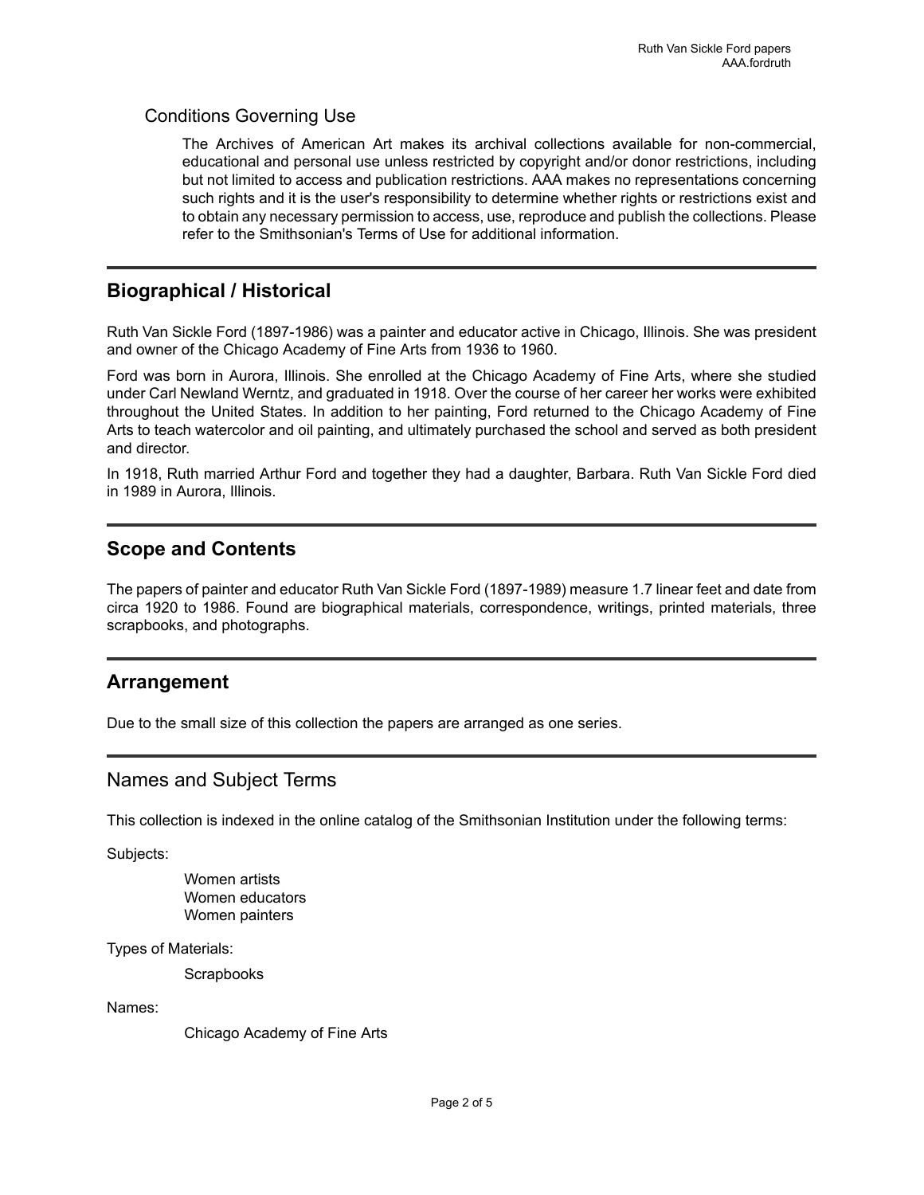## Conditions Governing Use

The Archives of American Art makes its archival collections available for non-commercial, educational and personal use unless restricted by copyright and/or donor restrictions, including but not limited to access and publication restrictions. AAA makes no representations concerning such rights and it is the user's responsibility to determine whether rights or restrictions exist and to obtain any necessary permission to access, use, reproduce and publish the collections. Please refer to the Smithsonian's Terms of Use for additional information.

## Biographical / Historical

Ruth Van Sickle Ford (1897-1986) was a painter and educator active in Chicago, Illinois. She was president and owner of the Chicago Academy of Fine Arts from 1936 to 1960.

Ford was born in Aurora, Illinois. She enrolled at the Chicago Academy of Fine Arts, where she studied under Carl Newland Werntz, and graduated in 1918. Over the course of her career her works were exhibited throughout the United States. In addition to her painting, Ford returned to the Chicago Academy of Fine Arts to teach watercolor and oil painting, and ultimately purchased the school and served as both president and director.

In 1918, Ruth married Arthur Ford and together they had a daughter, Barbara. Ruth Van Sickle Ford died in 1989 in Aurora, Illinois.

## Scope and Contents

The papers of painter and educator Ruth Van Sickle Ford (1897-1989) measure 1.7 linear feet and date from circa 1920 to 1986. Found are biographical materials, correspondence, writings, printed materials, three scrapbooks, and photographs.

## Arrangement

Due to the small size of this collection the papers are arranged as one series.

## Names and Subject Terms

This collection is indexed in the online catalog of the Smithsonian Institution under the following terms:

Subjects:

- Women artists
- Women educators
- Women painters

Types of Materials:

- Scrapbooks

Names:

- Chicago Academy of Fine Arts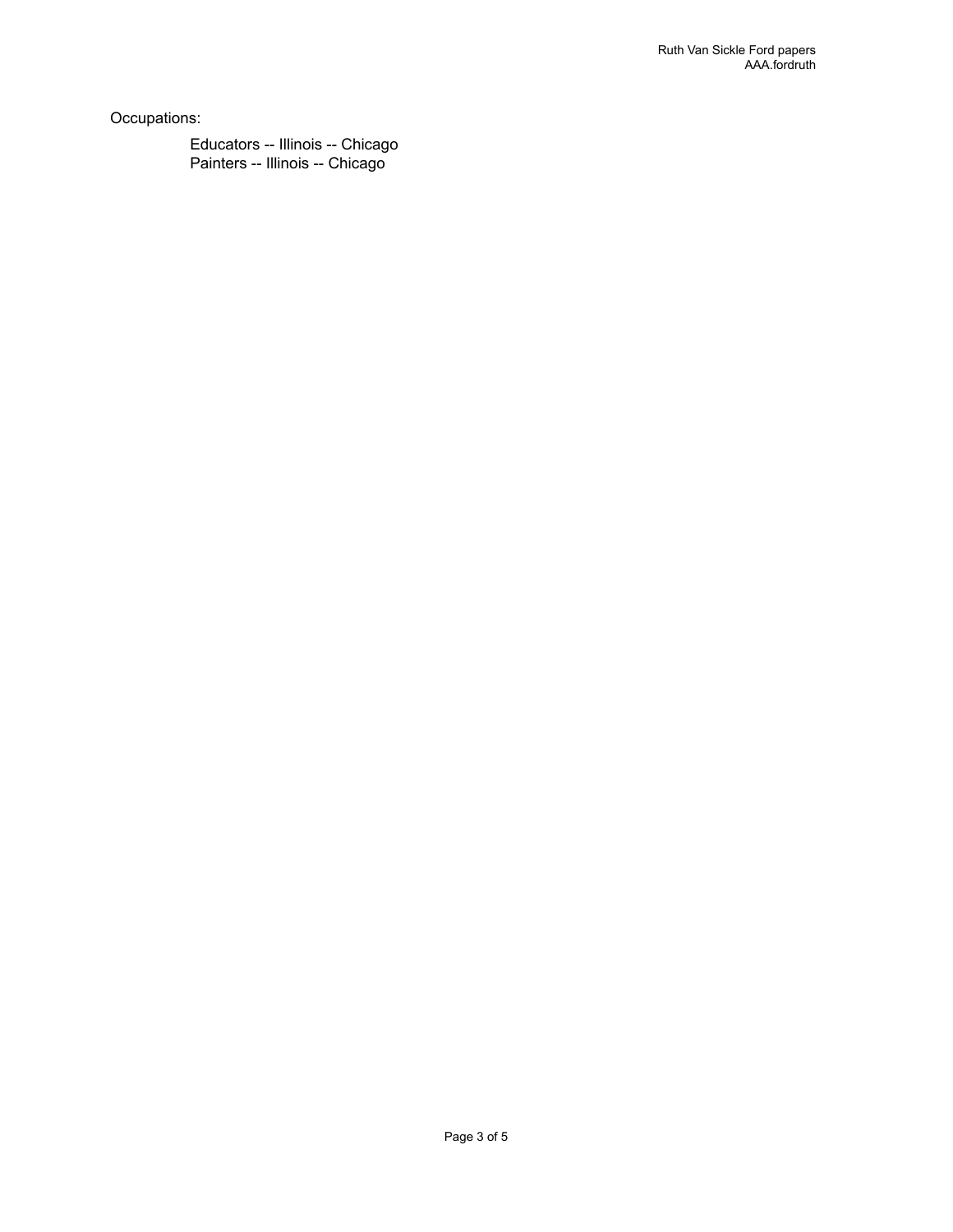Occupations:

- Educators -- Illinois -- Chicago
- Painters -- Illinois -- Chicago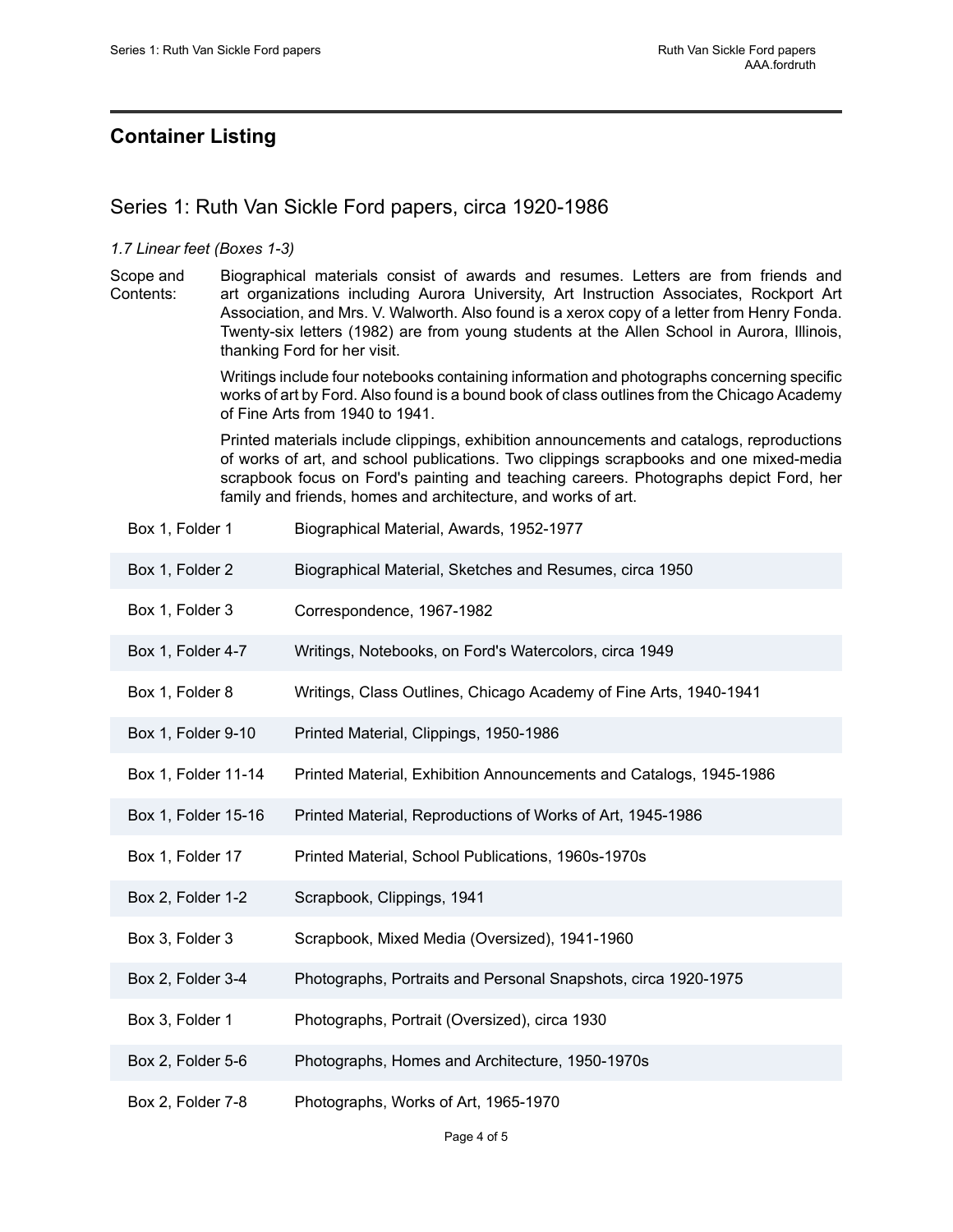## Container Listing

### Series 1: Ruth Van Sickle Ford papers, circa 1920-1986

*1.7 Linear feet (Boxes 1-3)*

Scope and Contents: Biographical materials consist of awards and resumes. Letters are from friends and art organizations including Aurora University, Art Instruction Associates, Rockport Art Association, and Mrs. V. Walworth. Also found is a xerox copy of a letter from Henry Fonda. Twenty-six letters (1982) are from young students at the Allen School in Aurora, Illinois, thanking Ford for her visit.

Writings include four notebooks containing information and photographs concerning specific works of art by Ford. Also found is a bound book of class outlines from the Chicago Academy of Fine Arts from 1940 to 1941.

Printed materials include clippings, exhibition announcements and catalogs, reproductions of works of art, and school publications. Two clippings scrapbooks and one mixed-media scrapbook focus on Ford's painting and teaching careers. Photographs depict Ford, her family and friends, homes and architecture, and works of art.

| | |
|---|---|
| Box 1, Folder 1 | Biographical Material, Awards, 1952-1977 |
| Box 1, Folder 2 | Biographical Material, Sketches and Resumes, circa 1950 |
| Box 1, Folder 3 | Correspondence, 1967-1982 |
| Box 1, Folder 4-7 | Writings, Notebooks, on Ford's Watercolors, circa 1949 |
| Box 1, Folder 8 | Writings, Class Outlines, Chicago Academy of Fine Arts, 1940-1941 |
| Box 1, Folder 9-10 | Printed Material, Clippings, 1950-1986 |
| Box 1, Folder 11-14 | Printed Material, Exhibition Announcements and Catalogs, 1945-1986 |
| Box 1, Folder 15-16 | Printed Material, Reproductions of Works of Art, 1945-1986 |
| Box 1, Folder 17 | Printed Material, School Publications, 1960s-1970s |
| Box 2, Folder 1-2 | Scrapbook, Clippings, 1941 |
| Box 3, Folder 3 | Scrapbook, Mixed Media (Oversized), 1941-1960 |
| Box 2, Folder 3-4 | Photographs, Portraits and Personal Snapshots, circa 1920-1975 |
| Box 3, Folder 1 | Photographs, Portrait (Oversized), circa 1930 |
| Box 2, Folder 5-6 | Photographs, Homes and Architecture, 1950-1970s |
| Box 2, Folder 7-8 | Photographs, Works of Art, 1965-1970 |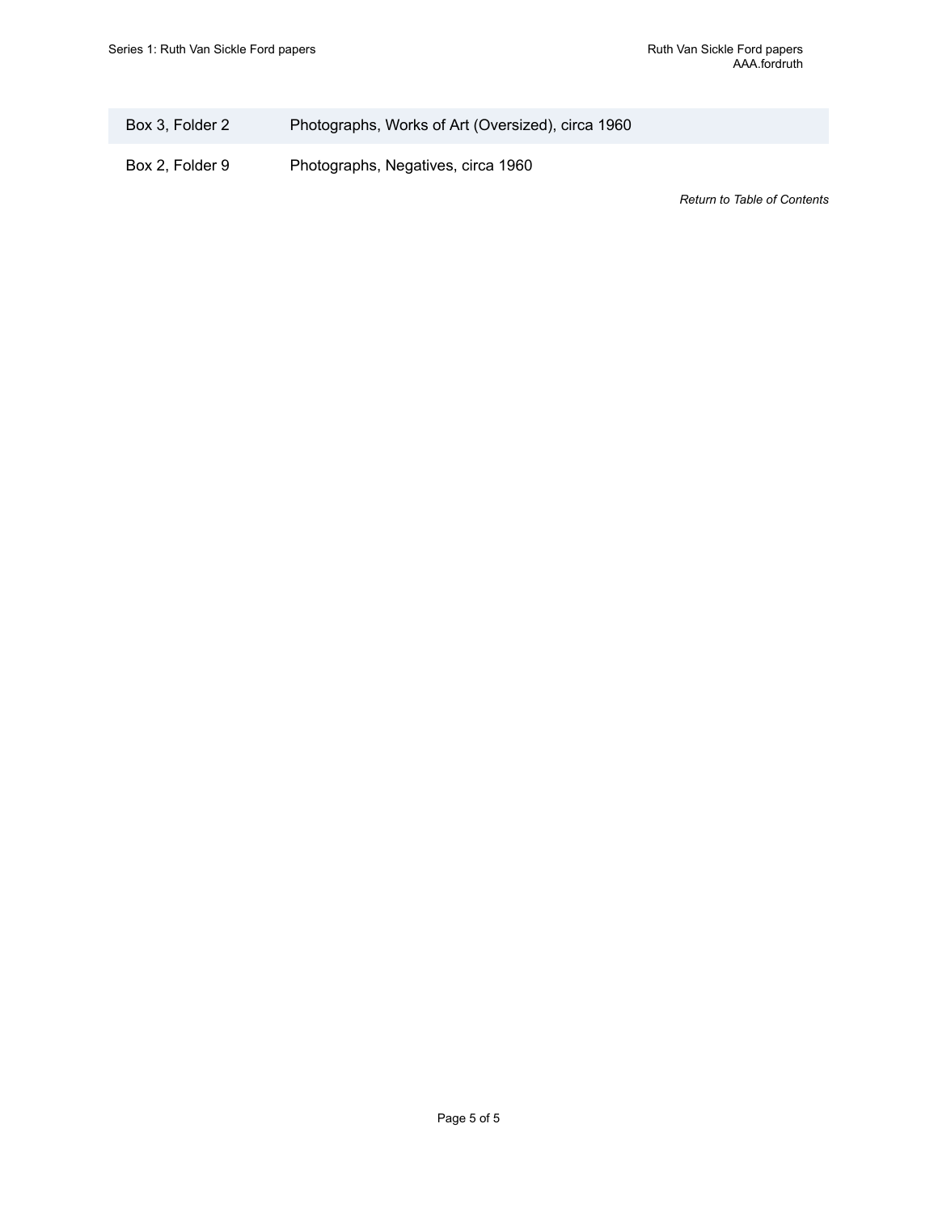| | |
|---|---|
| Box 3, Folder 2 | Photographs, Works of Art (Oversized), circa 1960 |
| Box 2, Folder 9 | Photographs, Negatives, circa 1960 |

*Return to Table of Contents*